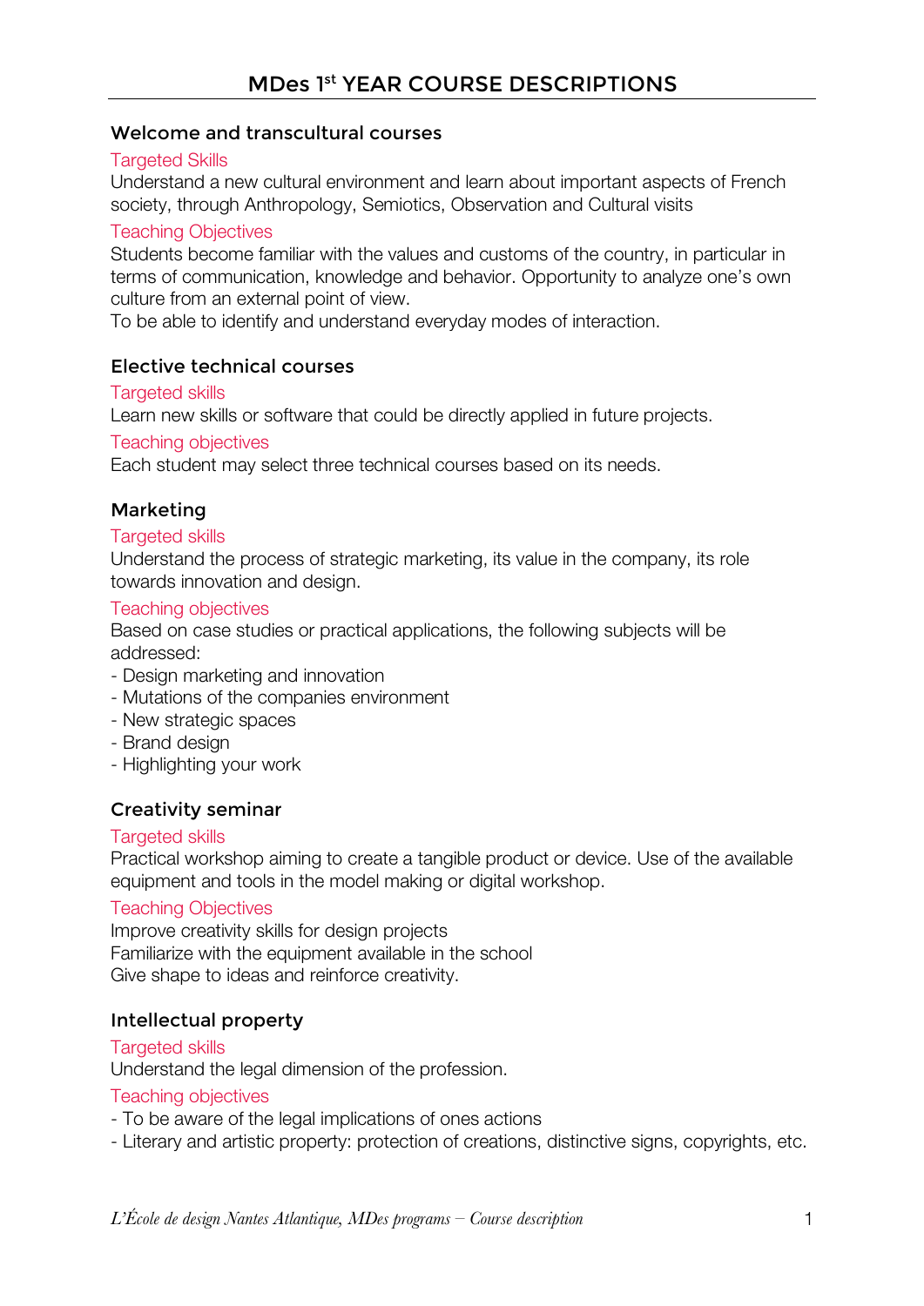# MDes 1st YEAR COURSE DESCRIPTIONS

## Welcome and transcultural courses

### Targeted Skills

Understand a new cultural environment and learn about important aspects of French society, through Anthropology, Semiotics, Observation and Cultural visits

### Teaching Objectives

Students become familiar with the values and customs of the country, in particular in terms of communication, knowledge and behavior. Opportunity to analyze one's own culture from an external point of view.

To be able to identify and understand everyday modes of interaction.

## Elective technical courses

### Targeted skills

Learn new skills or software that could be directly applied in future projects.

### Teaching objectives

Each student may select three technical courses based on its needs.

## Marketing

### Targeted skills

Understand the process of strategic marketing, its value in the company, its role towards innovation and design.

### Teaching objectives

Based on case studies or practical applications, the following subjects will be addressed:

- Design marketing and innovation
- Mutations of the companies environment
- New strategic spaces
- Brand design
- Highlighting your work

## Creativity seminar

### Targeted skills

Practical workshop aiming to create a tangible product or device. Use of the available equipment and tools in the model making or digital workshop.

### Teaching Objectives

Improve creativity skills for design projects

Familiarize with the equipment available in the school

Give shape to ideas and reinforce creativity.

## Intellectual property

### Targeted skills

Understand the legal dimension of the profession.

### Teaching objectives

- To be aware of the legal implications of ones actions
- Literary and artistic property: protection of creations, distinctive signs, copyrights, etc.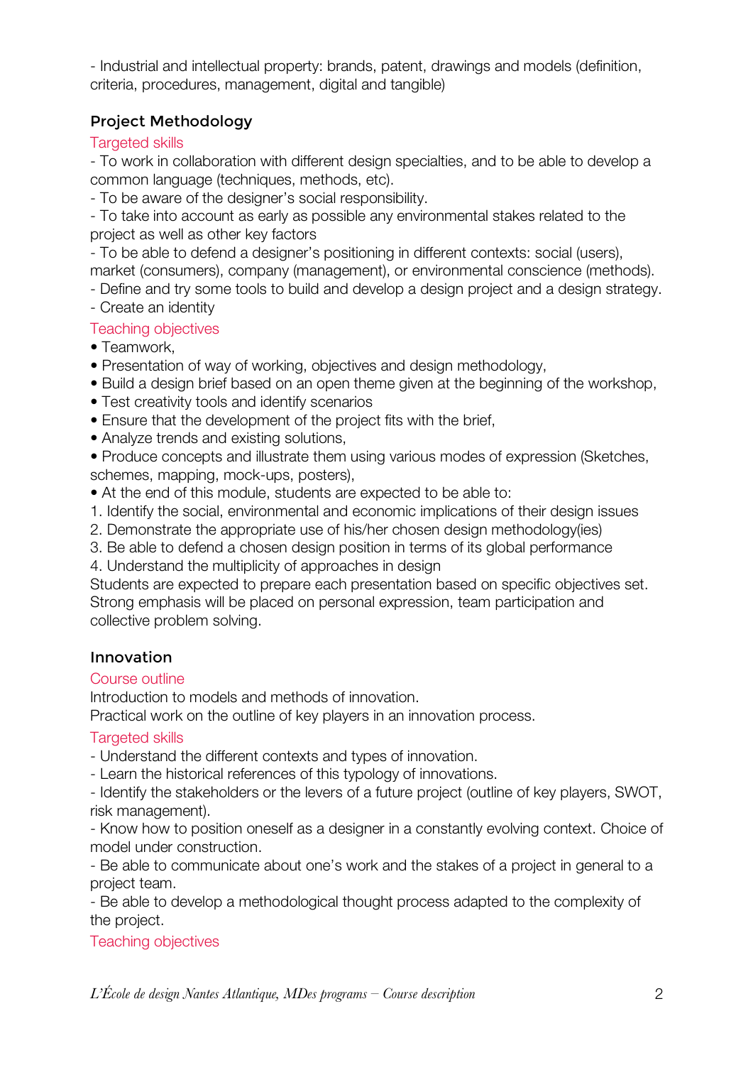- Industrial and intellectual property: brands, patent, drawings and models (definition, criteria, procedures, management, digital and tangible)

### Project Methodology

Targeted skills

- To work in collaboration with different design specialties, and to be able to develop a common language (techniques, methods, etc).
- To be aware of the designer's social responsibility.
- To take into account as early as possible any environmental stakes related to the project as well as other key factors
- To be able to defend a designer's positioning in different contexts: social (users), market (consumers), company (management), or environmental conscience (methods).
- Define and try some tools to build and develop a design project and a design strategy.
- Create an identity

Teaching objectives

- Teamwork,
- Presentation of way of working, objectives and design methodology,
- Build a design brief based on an open theme given at the beginning of the workshop,
- Test creativity tools and identify scenarios
- Ensure that the development of the project fits with the brief,
- Analyze trends and existing solutions,
- Produce concepts and illustrate them using various modes of expression (Sketches, schemes, mapping, mock-ups, posters),
- At the end of this module, students are expected to be able to:

1. Identify the social, environmental and economic implications of their design issues
2. Demonstrate the appropriate use of his/her chosen design methodology(ies)
3. Be able to defend a chosen design position in terms of its global performance
4. Understand the multiplicity of approaches in design

Students are expected to prepare each presentation based on specific objectives set. Strong emphasis will be placed on personal expression, team participation and collective problem solving.

### Innovation

Course outline

Introduction to models and methods of innovation.
Practical work on the outline of key players in an innovation process.

Targeted skills

- Understand the different contexts and types of innovation.
- Learn the historical references of this typology of innovations.
- Identify the stakeholders or the levers of a future project (outline of key players, SWOT, risk management).
- Know how to position oneself as a designer in a constantly evolving context. Choice of model under construction.
- Be able to communicate about one's work and the stakes of a project in general to a project team.
- Be able to develop a methodological thought process adapted to the complexity of the project.

Teaching objectives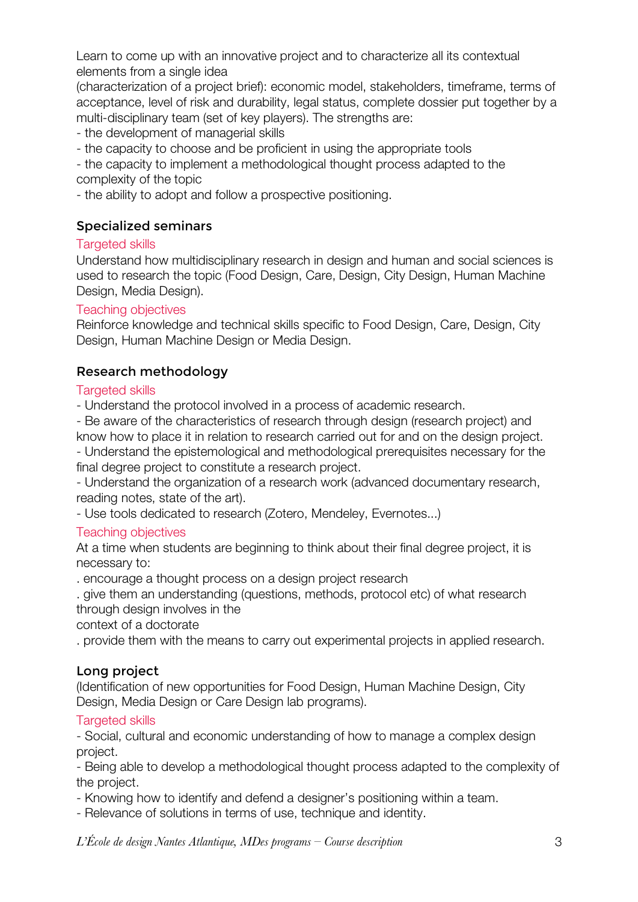Learn to come up with an innovative project and to characterize all its contextual elements from a single idea
(characterization of a project brief): economic model, stakeholders, timeframe, terms of acceptance, level of risk and durability, legal status, complete dossier put together by a multi-disciplinary team (set of key players). The strengths are:
- the development of managerial skills
- the capacity to choose and be proficient in using the appropriate tools
- the capacity to implement a methodological thought process adapted to the complexity of the topic
- the ability to adopt and follow a prospective positioning.

### Specialized seminars

Targeted skills

Understand how multidisciplinary research in design and human and social sciences is used to research the topic (Food Design, Care, Design, City Design, Human Machine Design, Media Design).

Teaching objectives

Reinforce knowledge and technical skills specific to Food Design, Care, Design, City Design, Human Machine Design or Media Design.

### Research methodology

Targeted skills

- Understand the protocol involved in a process of academic research.
- Be aware of the characteristics of research through design (research project) and know how to place it in relation to research carried out for and on the design project.
- Understand the epistemological and methodological prerequisites necessary for the final degree project to constitute a research project.
- Understand the organization of a research work (advanced documentary research, reading notes, state of the art).
- Use tools dedicated to research (Zotero, Mendeley, Evernotes...)

Teaching objectives

At a time when students are beginning to think about their final degree project, it is necessary to:
. encourage a thought process on a design project research
. give them an understanding (questions, methods, protocol etc) of what research through design involves in the
context of a doctorate
. provide them with the means to carry out experimental projects in applied research.

### Long project

(Identification of new opportunities for Food Design, Human Machine Design, City Design, Media Design or Care Design lab programs).

Targeted skills

- Social, cultural and economic understanding of how to manage a complex design project.
- Being able to develop a methodological thought process adapted to the complexity of the project.
- Knowing how to identify and defend a designer's positioning within a team.
- Relevance of solutions in terms of use, technique and identity.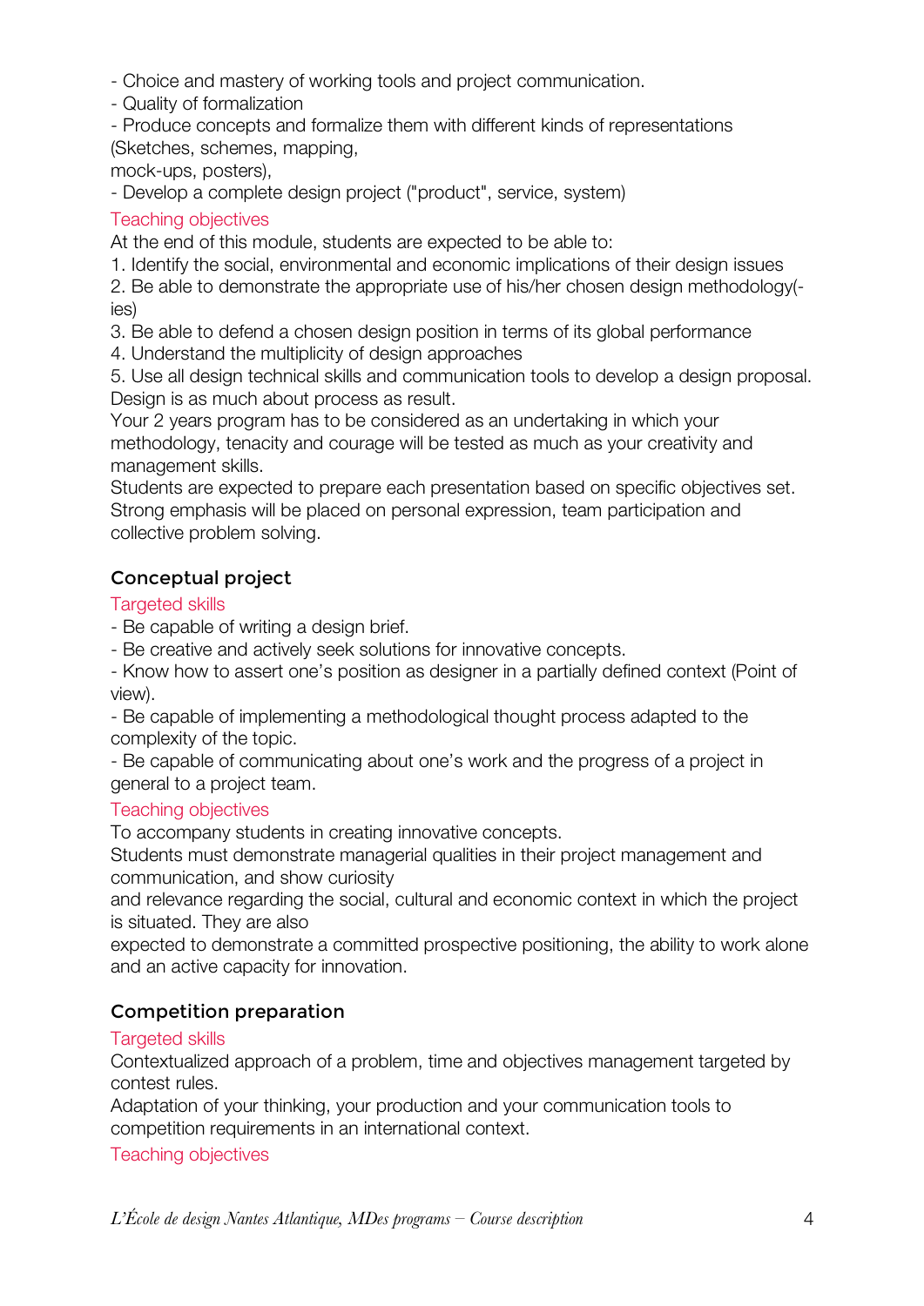- Choice and mastery of working tools and project communication.
- Quality of formalization
- Produce concepts and formalize them with different kinds of representations (Sketches, schemes, mapping, mock-ups, posters),
- Develop a complete design project ("product", service, system)

Teaching objectives

At the end of this module, students are expected to be able to:

1. Identify the social, environmental and economic implications of their design issues
2. Be able to demonstrate the appropriate use of his/her chosen design methodology(-ies)
3. Be able to defend a chosen design position in terms of its global performance
4. Understand the multiplicity of design approaches
5. Use all design technical skills and communication tools to develop a design proposal.

Design is as much about process as result.
Your 2 years program has to be considered as an undertaking in which your methodology, tenacity and courage will be tested as much as your creativity and management skills.
Students are expected to prepare each presentation based on specific objectives set.
Strong emphasis will be placed on personal expression, team participation and collective problem solving.

## Conceptual project

Targeted skills

- Be capable of writing a design brief.
- Be creative and actively seek solutions for innovative concepts.
- Know how to assert one's position as designer in a partially defined context (Point of view).
- Be capable of implementing a methodological thought process adapted to the complexity of the topic.
- Be capable of communicating about one's work and the progress of a project in general to a project team.

Teaching objectives

To accompany students in creating innovative concepts.
Students must demonstrate managerial qualities in their project management and communication, and show curiosity and relevance regarding the social, cultural and economic context in which the project is situated. They are also expected to demonstrate a committed prospective positioning, the ability to work alone and an active capacity for innovation.

## Competition preparation

Targeted skills

Contextualized approach of a problem, time and objectives management targeted by contest rules.
Adaptation of your thinking, your production and your communication tools to competition requirements in an international context.

Teaching objectives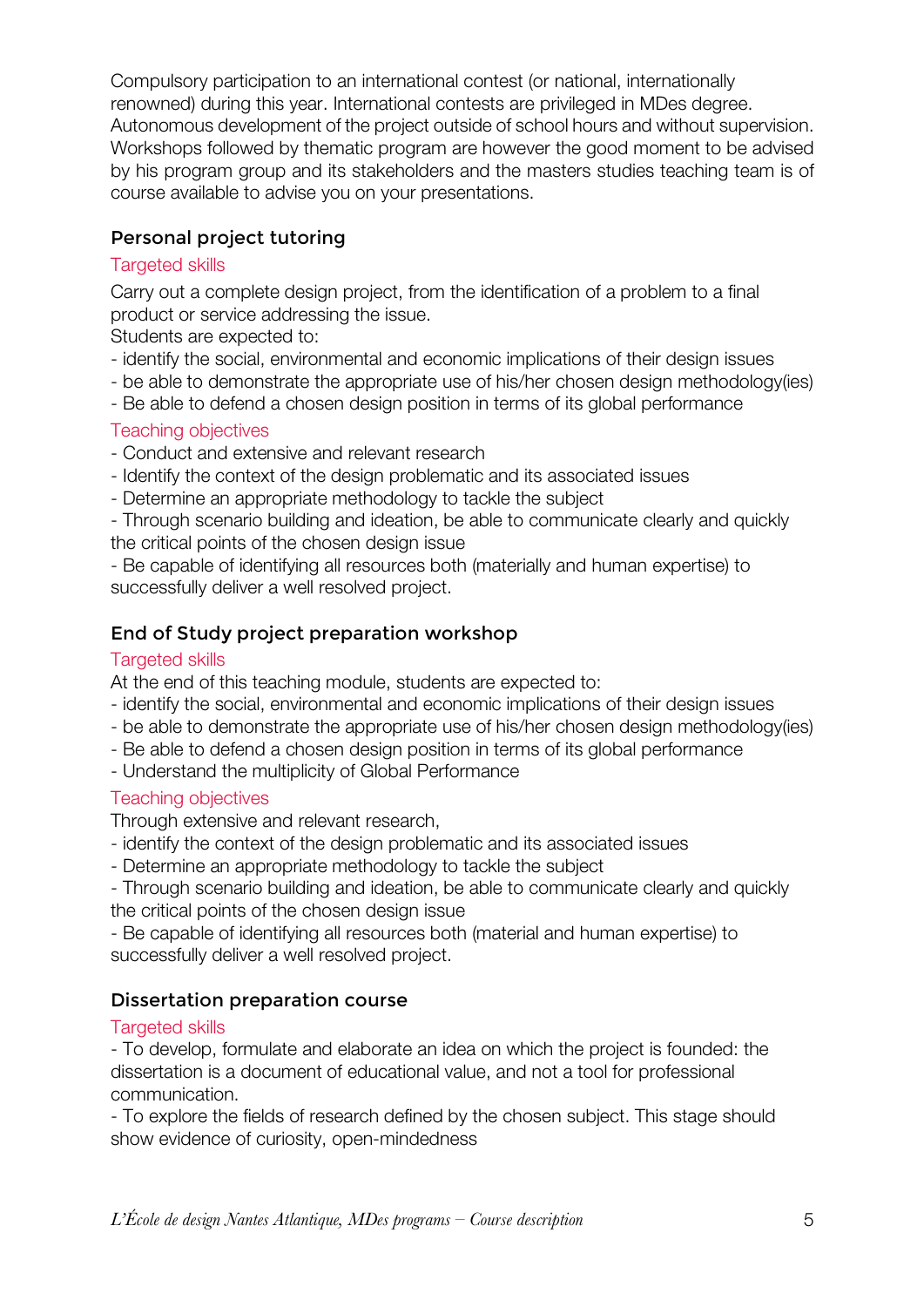Compulsory participation to an international contest (or national, internationally renowned) during this year. International contests are privileged in MDes degree. Autonomous development of the project outside of school hours and without supervision. Workshops followed by thematic program are however the good moment to be advised by his program group and its stakeholders and the masters studies teaching team is of course available to advise you on your presentations.

### Personal project tutoring

Targeted skills

Carry out a complete design project, from the identification of a problem to a final product or service addressing the issue.
Students are expected to:

- identify the social, environmental and economic implications of their design issues
- be able to demonstrate the appropriate use of his/her chosen design methodology(ies)
- Be able to defend a chosen design position in terms of its global performance

Teaching objectives

- Conduct and extensive and relevant research
- Identify the context of the design problematic and its associated issues
- Determine an appropriate methodology to tackle the subject
- Through scenario building and ideation, be able to communicate clearly and quickly the critical points of the chosen design issue
- Be capable of identifying all resources both (materially and human expertise) to successfully deliver a well resolved project.

### End of Study project preparation workshop

Targeted skills

At the end of this teaching module, students are expected to:

- identify the social, environmental and economic implications of their design issues
- be able to demonstrate the appropriate use of his/her chosen design methodology(ies)
- Be able to defend a chosen design position in terms of its global performance
- Understand the multiplicity of Global Performance

Teaching objectives

Through extensive and relevant research,

- identify the context of the design problematic and its associated issues
- Determine an appropriate methodology to tackle the subject
- Through scenario building and ideation, be able to communicate clearly and quickly the critical points of the chosen design issue
- Be capable of identifying all resources both (material and human expertise) to successfully deliver a well resolved project.

### Dissertation preparation course

Targeted skills

- To develop, formulate and elaborate an idea on which the project is founded: the dissertation is a document of educational value, and not a tool for professional communication.
- To explore the fields of research defined by the chosen subject. This stage should show evidence of curiosity, open-mindedness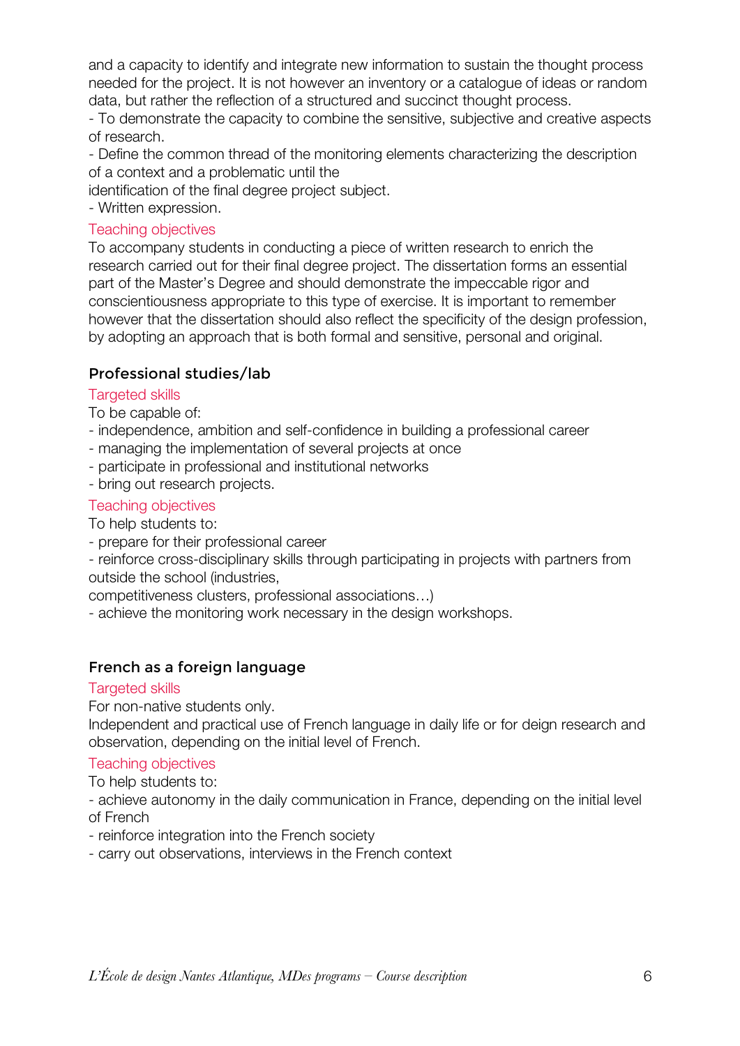and a capacity to identify and integrate new information to sustain the thought process needed for the project. It is not however an inventory or a catalogue of ideas or random data, but rather the reflection of a structured and succinct thought process.

- To demonstrate the capacity to combine the sensitive, subjective and creative aspects of research.
- Define the common thread of the monitoring elements characterizing the description of a context and a problematic until the identification of the final degree project subject.
- Written expression.

Teaching objectives

To accompany students in conducting a piece of written research to enrich the research carried out for their final degree project. The dissertation forms an essential part of the Master's Degree and should demonstrate the impeccable rigor and conscientiousness appropriate to this type of exercise. It is important to remember however that the dissertation should also reflect the specificity of the design profession, by adopting an approach that is both formal and sensitive, personal and original.

## Professional studies/lab

Targeted skills

To be capable of:

- independence, ambition and self-confidence in building a professional career
- managing the implementation of several projects at once
- participate in professional and institutional networks
- bring out research projects.

Teaching objectives

To help students to:

- prepare for their professional career
- reinforce cross-disciplinary skills through participating in projects with partners from outside the school (industries, competitiveness clusters, professional associations…)
- achieve the monitoring work necessary in the design workshops.

## French as a foreign language

Targeted skills

For non-native students only.

Independent and practical use of French language in daily life or for deign research and observation, depending on the initial level of French.

Teaching objectives

To help students to:

- achieve autonomy in the daily communication in France, depending on the initial level of French
- reinforce integration into the French society
- carry out observations, interviews in the French context